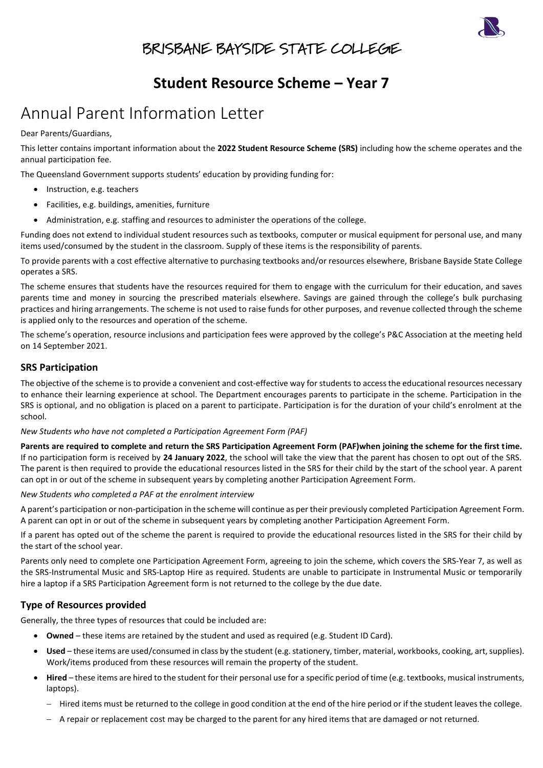# BRISBANE BAYSIDE STATE COLLEGE

## Student Resource Scheme – Year 7

# Annual Parent Information Letter

Dear Parents/Guardians,

This letter contains important information about the **2022 Student Resource Scheme (SRS)** including how the scheme operates and the annual participation fee.

The Queensland Government supports students' education by providing funding for:

- Instruction, e.g. teachers
- Facilities, e.g. buildings, amenities, furniture
- Administration, e.g. staffing and resources to administer the operations of the college.

Funding does not extend to individual student resources such as textbooks, computer or musical equipment for personal use, and many items used/consumed by the student in the classroom. Supply of these items is the responsibility of parents.

To provide parents with a cost effective alternative to purchasing textbooks and/or resources elsewhere, Brisbane Bayside State College operates a SRS.

The scheme ensures that students have the resources required for them to engage with the curriculum for their education, and saves parents time and money in sourcing the prescribed materials elsewhere. Savings are gained through the college's bulk purchasing practices and hiring arrangements. The scheme is not used to raise funds for other purposes, and revenue collected through the scheme is applied only to the resources and operation of the scheme.

The scheme's operation, resource inclusions and participation fees were approved by the college's P&C Association at the meeting held on 14 September 2021.

### SRS Participation

The objective of the scheme is to provide a convenient and cost-effective way for students to access the educational resources necessary to enhance their learning experience at school. The Department encourages parents to participate in the scheme. Participation in the SRS is optional, and no obligation is placed on a parent to participate. Participation is for the duration of your child's enrolment at the school.

*New Students who have not completed a Participation Agreement Form (PAF)*

**Parents are required to complete and return the SRS Participation Agreement Form (PAF)when joining the scheme for the first time.** If no participation form is received by **24 January 2022**, the school will take the view that the parent has chosen to opt out of the SRS. The parent is then required to provide the educational resources listed in the SRS for their child by the start of the school year. A parent can opt in or out of the scheme in subsequent years by completing another Participation Agreement Form.

*New Students who completed a PAF at the enrolment interview*

A parent's participation or non-participation in the scheme will continue as per their previously completed Participation Agreement Form. A parent can opt in or out of the scheme in subsequent years by completing another Participation Agreement Form.

If a parent has opted out of the scheme the parent is required to provide the educational resources listed in the SRS for their child by the start of the school year.

Parents only need to complete one Participation Agreement Form, agreeing to join the scheme, which covers the SRS-Year 7, as well as the SRS-Instrumental Music and SRS-Laptop Hire as required. Students are unable to participate in Instrumental Music or temporarily hire a laptop if a SRS Participation Agreement form is not returned to the college by the due date.

### Type of Resources provided

Generally, the three types of resources that could be included are:

- **Owned** – these items are retained by the student and used as required (e.g. Student ID Card).
- **Used** – these items are used/consumed in class by the student (e.g. stationery, timber, material, workbooks, cooking, art, supplies). Work/items produced from these resources will remain the property of the student.
- **Hired** – these items are hired to the student for their personal use for a specific period of time (e.g. textbooks, musical instruments, laptops).
  - Hired items must be returned to the college in good condition at the end of the hire period or if the student leaves the college.
  - A repair or replacement cost may be charged to the parent for any hired items that are damaged or not returned.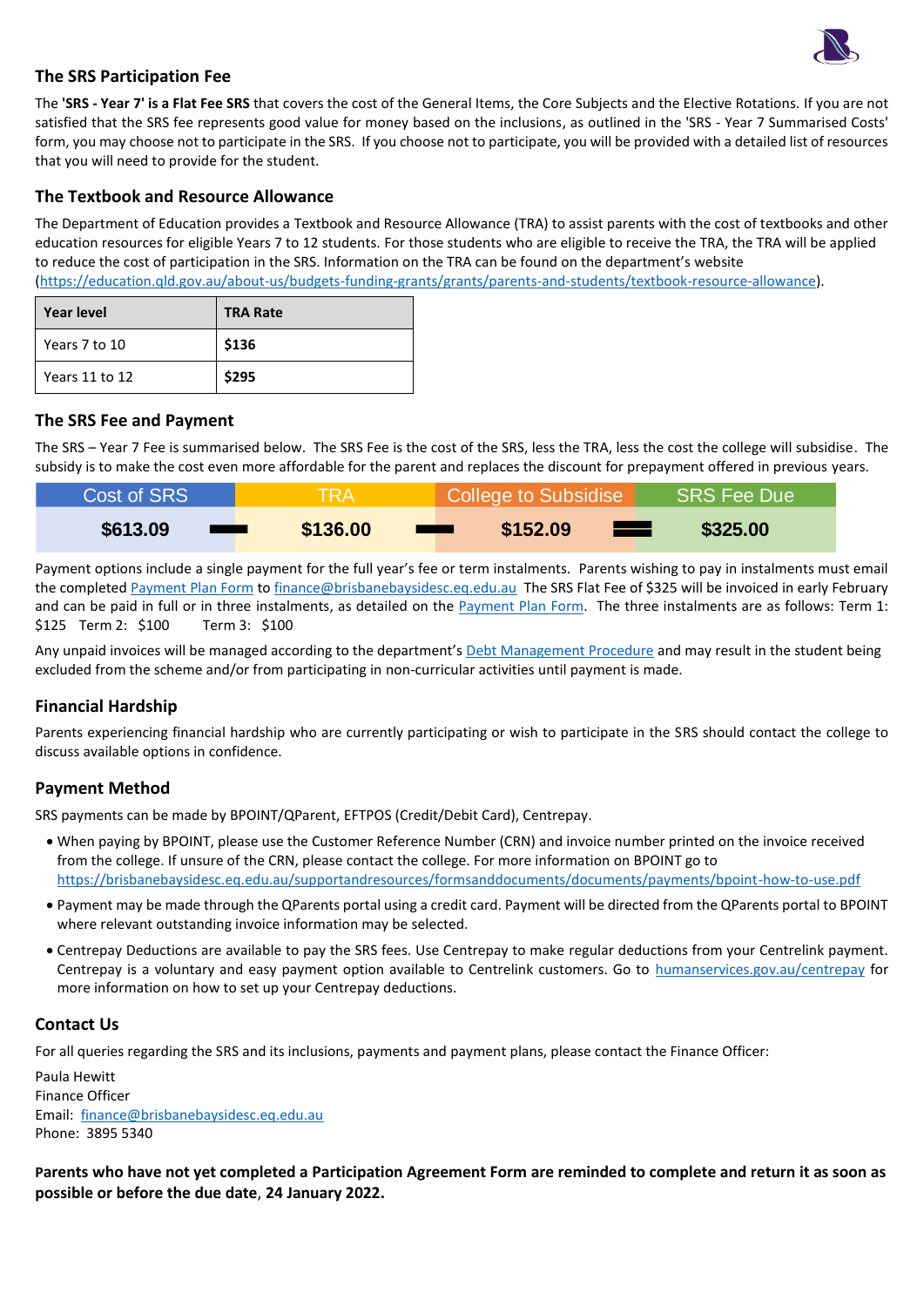## The SRS Participation Fee

The **'SRS - Year 7' is a Flat Fee SRS** that covers the cost of the General Items, the Core Subjects and the Elective Rotations. If you are not satisfied that the SRS fee represents good value for money based on the inclusions, as outlined in the 'SRS - Year 7 Summarised Costs' form, you may choose not to participate in the SRS. If you choose not to participate, you will be provided with a detailed list of resources that you will need to provide for the student.

## The Textbook and Resource Allowance

The Department of Education provides a Textbook and Resource Allowance (TRA) to assist parents with the cost of textbooks and other education resources for eligible Years 7 to 12 students. For those students who are eligible to receive the TRA, the TRA will be applied to reduce the cost of participation in the SRS. Information on the TRA can be found on the department's website (https://education.qld.gov.au/about-us/budgets-funding-grants/grants/parents-and-students/textbook-resource-allowance).

| Year level | TRA Rate |
|---|---|
| Years 7 to 10 | **$136** |
| Years 11 to 12 | **$295** |

## The SRS Fee and Payment

The SRS – Year 7 Fee is summarised below. The SRS Fee is the cost of the SRS, less the TRA, less the cost the college will subsidise. The subsidy is to make the cost even more affordable for the parent and replaces the discount for prepayment offered in previous years.

| Cost of SRS | | TRA | | College to Subsidise | | SRS Fee Due |
|---|---|---|---|---|---|---|
| **$613.09** | − | **$136.00** | − | **$152.09** | = | **$325.00** |

Payment options include a single payment for the full year's fee or term instalments. Parents wishing to pay in instalments must email the completed Payment Plan Form to finance@brisbanebaysidesc.eq.edu.au The SRS Flat Fee of $325 will be invoiced in early February and can be paid in full or in three instalments, as detailed on the Payment Plan Form. The three instalments are as follows: Term 1: $125 Term 2: $100 Term 3: $100

Any unpaid invoices will be managed according to the department's Debt Management Procedure and may result in the student being excluded from the scheme and/or from participating in non-curricular activities until payment is made.

## Financial Hardship

Parents experiencing financial hardship who are currently participating or wish to participate in the SRS should contact the college to discuss available options in confidence.

## Payment Method

SRS payments can be made by BPOINT/QParent, EFTPOS (Credit/Debit Card), Centrepay.

- When paying by BPOINT, please use the Customer Reference Number (CRN) and invoice number printed on the invoice received from the college. If unsure of the CRN, please contact the college. For more information on BPOINT go to https://brisbanebaysidesc.eq.edu.au/supportandresources/formsanddocuments/documents/payments/bpoint-how-to-use.pdf
- Payment may be made through the QParents portal using a credit card. Payment will be directed from the QParents portal to BPOINT where relevant outstanding invoice information may be selected.
- Centrepay Deductions are available to pay the SRS fees. Use Centrepay to make regular deductions from your Centrelink payment. Centrepay is a voluntary and easy payment option available to Centrelink customers. Go to humanservices.gov.au/centrepay for more information on how to set up your Centrepay deductions.

## Contact Us

For all queries regarding the SRS and its inclusions, payments and payment plans, please contact the Finance Officer:

Paula Hewitt
Finance Officer
Email: finance@brisbanebaysidesc.eq.edu.au
Phone: 3895 5340

**Parents who have not yet completed a Participation Agreement Form are reminded to complete and return it as soon as possible or before the due date, 24 January 2022.**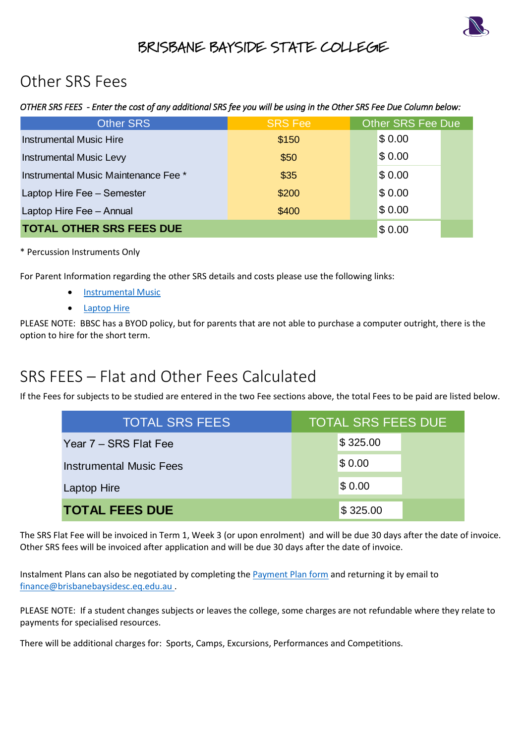# BRISBANE BAYSIDE STATE COLLEGE

## Other SRS Fees

*OTHER SRS FEES - Enter the cost of any additional SRS fee you will be using in the Other SRS Fee Due Column below:*

| Other SRS | SRS Fee | Other SRS Fee Due |
|---|---|---|
| Instrumental Music Hire | $150 | $ 0.00 |
| Instrumental Music Levy | $50 | $ 0.00 |
| Instrumental Music Maintenance Fee * | $35 | $ 0.00 |
| Laptop Hire Fee – Semester | $200 | $ 0.00 |
| Laptop Hire Fee – Annual | $400 | $ 0.00 |
| **TOTAL OTHER SRS FEES DUE** | | $ 0.00 |

\* Percussion Instruments Only

For Parent Information regarding the other SRS details and costs please use the following links:

- Instrumental Music
- Laptop Hire

PLEASE NOTE: BBSC has a BYOD policy, but for parents that are not able to purchase a computer outright, there is the option to hire for the short term.

## SRS FEES – Flat and Other Fees Calculated

If the Fees for subjects to be studied are entered in the two Fee sections above, the total Fees to be paid are listed below.

| TOTAL SRS FEES | TOTAL SRS FEES DUE |
|---|---|
| Year 7 – SRS Flat Fee | $ 325.00 |
| Instrumental Music Fees | $ 0.00 |
| Laptop Hire | $ 0.00 |
| **TOTAL FEES DUE** | $ 325.00 |

The SRS Flat Fee will be invoiced in Term 1, Week 3 (or upon enrolment) and will be due 30 days after the date of invoice. Other SRS fees will be invoiced after application and will be due 30 days after the date of invoice.

Instalment Plans can also be negotiated by completing the Payment Plan form and returning it by email to finance@brisbanebaysidesc.eq.edu.au .

PLEASE NOTE: If a student changes subjects or leaves the college, some charges are not refundable where they relate to payments for specialised resources.

There will be additional charges for: Sports, Camps, Excursions, Performances and Competitions.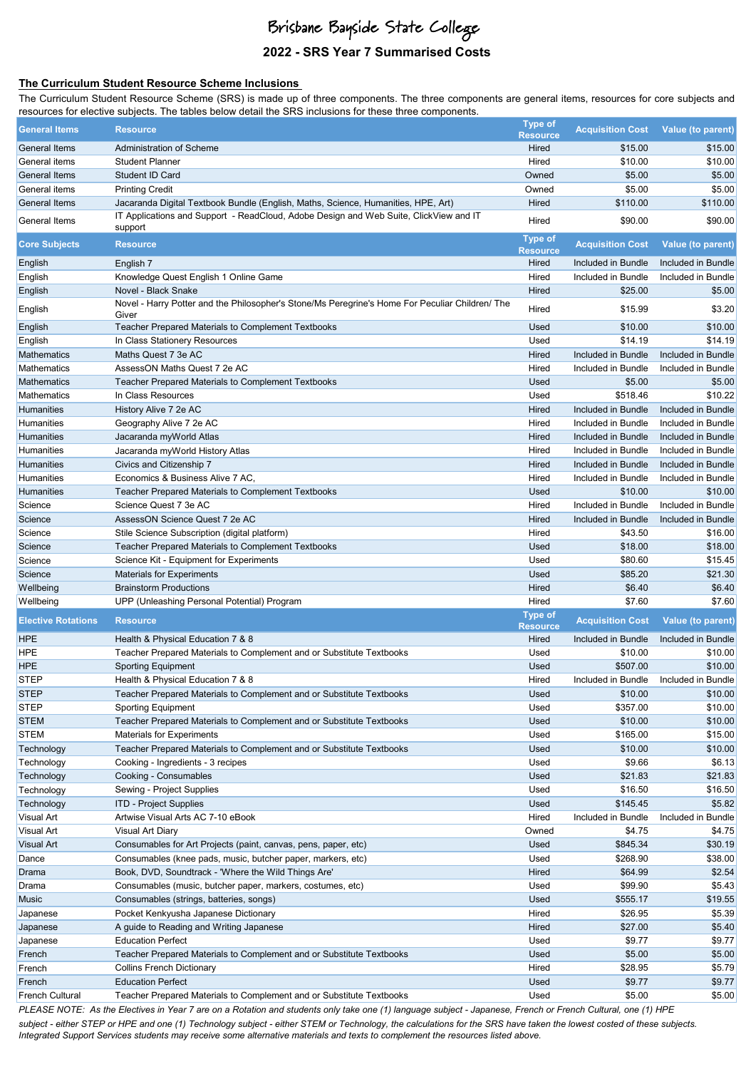# Brisbane Bayside State College

## 2022 - SRS Year 7 Summarised Costs

**The Curriculum Student Resource Scheme Inclusions**

The Curriculum Student Resource Scheme (SRS) is made up of three components. The three components are general items, resources for core subjects and resources for elective subjects. The tables below detail the SRS inclusions for these three components.

| General Items | Resource | Type of Resource | Acquisition Cost | Value (to parent) |
|---|---|---|---|---|
| General Items | Administration of Scheme | Hired | $15.00 | $15.00 |
| General items | Student Planner | Hired | $10.00 | $10.00 |
| General Items | Student ID Card | Owned | $5.00 | $5.00 |
| General items | Printing Credit | Owned | $5.00 | $5.00 |
| General Items | Jacaranda Digital Textbook Bundle (English, Maths, Science, Humanities, HPE, Art) | Hired | $110.00 | $110.00 |
| General Items | IT Applications and Support - ReadCloud, Adobe Design and Web Suite, ClickView and IT support | Hired | $90.00 | $90.00 |
| **Core Subjects** | **Resource** | **Type of Resource** | **Acquisition Cost** | **Value (to parent)** |
| English | English 7 | Hired | Included in Bundle | Included in Bundle |
| English | Knowledge Quest English 1 Online Game | Hired | Included in Bundle | Included in Bundle |
| English | Novel - Black Snake | Hired | $25.00 | $5.00 |
| English | Novel - Harry Potter and the Philosopher's Stone/Ms Peregrine's Home For Peculiar Children/ The Giver | Hired | $15.99 | $3.20 |
| English | Teacher Prepared Materials to Complement Textbooks | Used | $10.00 | $10.00 |
| English | In Class Stationery Resources | Used | $14.19 | $14.19 |
| Mathematics | Maths Quest 7 3e AC | Hired | Included in Bundle | Included in Bundle |
| Mathematics | AssessON Maths Quest 7 2e AC | Hired | Included in Bundle | Included in Bundle |
| Mathematics | Teacher Prepared Materials to Complement Textbooks | Used | $5.00 | $5.00 |
| Mathematics | In Class Resources | Used | $518.46 | $10.22 |
| Humanities | History Alive 7 2e AC | Hired | Included in Bundle | Included in Bundle |
| Humanities | Geography Alive 7 2e AC | Hired | Included in Bundle | Included in Bundle |
| Humanities | Jacaranda myWorld Atlas | Hired | Included in Bundle | Included in Bundle |
| Humanities | Jacaranda myWorld History Atlas | Hired | Included in Bundle | Included in Bundle |
| Humanities | Civics and Citizenship 7 | Hired | Included in Bundle | Included in Bundle |
| Humanities | Economics & Business Alive 7 AC, | Hired | Included in Bundle | Included in Bundle |
| Humanities | Teacher Prepared Materials to Complement Textbooks | Used | $10.00 | $10.00 |
| Science | Science Quest 7 3e AC | Hired | Included in Bundle | Included in Bundle |
| Science | AssessON Science Quest 7 2e AC | Hired | Included in Bundle | Included in Bundle |
| Science | Stile Science Subscription (digital platform) | Hired | $43.50 | $16.00 |
| Science | Teacher Prepared Materials to Complement Textbooks | Used | $18.00 | $18.00 |
| Science | Science Kit - Equipment for Experiments | Used | $80.60 | $15.45 |
| Science | Materials for Experiments | Used | $85.20 | $21.30 |
| Wellbeing | Brainstorm Productions | Hired | $6.40 | $6.40 |
| Wellbeing | UPP (Unleashing Personal Potential) Program | Hired | $7.60 | $7.60 |
| **Elective Rotations** | **Resource** | **Type of Resource** | **Acquisition Cost** | **Value (to parent)** |
| HPE | Health & Physical Education 7 & 8 | Hired | Included in Bundle | Included in Bundle |
| HPE | Teacher Prepared Materials to Complement and or Substitute Textbooks | Used | $10.00 | $10.00 |
| HPE | Sporting Equipment | Used | $507.00 | $10.00 |
| STEP | Health & Physical Education 7 & 8 | Hired | Included in Bundle | Included in Bundle |
| STEP | Teacher Prepared Materials to Complement and or Substitute Textbooks | Used | $10.00 | $10.00 |
| STEP | Sporting Equipment | Used | $357.00 | $10.00 |
| STEM | Teacher Prepared Materials to Complement and or Substitute Textbooks | Used | $10.00 | $10.00 |
| STEM | Materials for Experiments | Used | $165.00 | $15.00 |
| Technology | Teacher Prepared Materials to Complement and or Substitute Textbooks | Used | $10.00 | $10.00 |
| Technology | Cooking - Ingredients - 3 recipes | Used | $9.66 | $6.13 |
| Technology | Cooking - Consumables | Used | $21.83 | $21.83 |
| Technology | Sewing - Project Supplies | Used | $16.50 | $16.50 |
| Technology | ITD - Project Supplies | Used | $145.45 | $5.82 |
| Visual Art | Artwise Visual Arts AC 7-10 eBook | Hired | Included in Bundle | Included in Bundle |
| Visual Art | Visual Art Diary | Owned | $4.75 | $4.75 |
| Visual Art | Consumables for Art Projects (paint, canvas, pens, paper, etc) | Used | $845.34 | $30.19 |
| Dance | Consumables (knee pads, music, butcher paper, markers, etc) | Used | $268.90 | $38.00 |
| Drama | Book, DVD, Soundtrack - 'Where the Wild Things Are' | Hired | $64.99 | $2.54 |
| Drama | Consumables (music, butcher paper, markers, costumes, etc) | Used | $99.90 | $5.43 |
| Music | Consumables (strings, batteries, songs) | Used | $555.17 | $19.55 |
| Japanese | Pocket Kenkyusha Japanese Dictionary | Hired | $26.95 | $5.39 |
| Japanese | A guide to Reading and Writing Japanese | Hired | $27.00 | $5.40 |
| Japanese | Education Perfect | Used | $9.77 | $9.77 |
| French | Teacher Prepared Materials to Complement and or Substitute Textbooks | Used | $5.00 | $5.00 |
| French | Collins French Dictionary | Hired | $28.95 | $5.79 |
| French | Education Perfect | Used | $9.77 | $9.77 |
| French Cultural | Teacher Prepared Materials to Complement and or Substitute Textbooks | Used | $5.00 | $5.00 |

*PLEASE NOTE: As the Electives in Year 7 are on a Rotation and students only take one (1) language subject - Japanese, French or French Cultural, one (1) HPE subject - either STEP or HPE and one (1) Technology subject - either STEM or Technology, the calculations for the SRS have taken the lowest costed of these subjects. Integrated Support Services students may receive some alternative materials and texts to complement the resources listed above.*